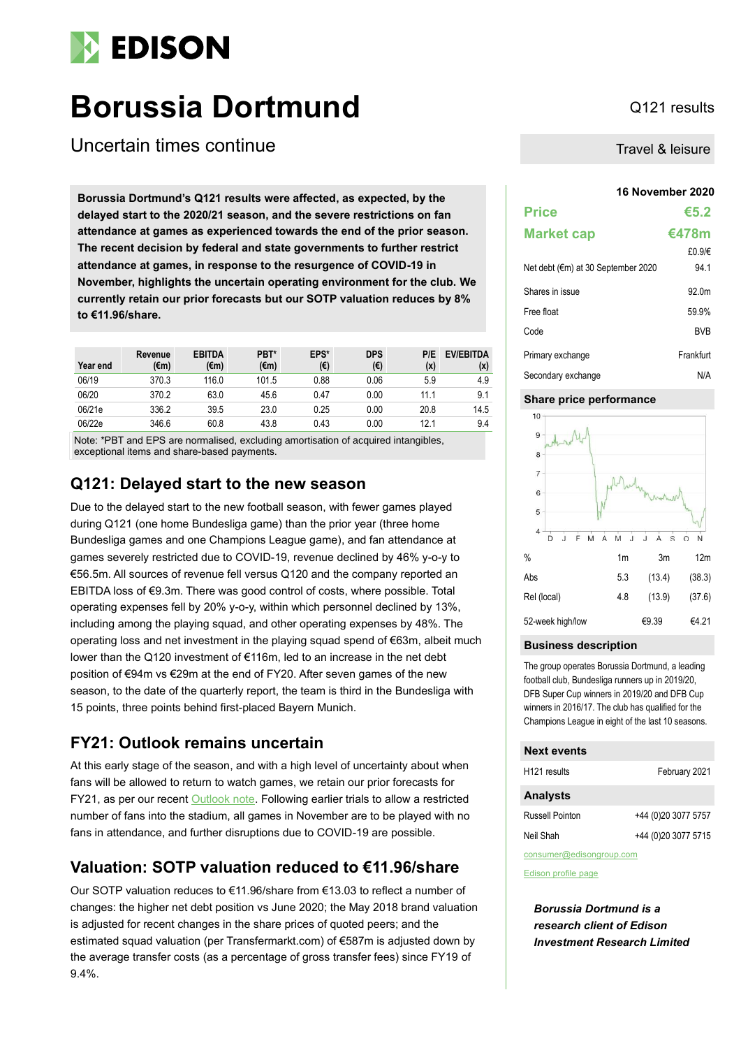# EDISON

# Borussia Dortmund

Q121 results

## Uncertain times continue

Travel & leisure

**Borussia Dortmund's Q121 results were affected, as expected, by the delayed start to the 2020/21 season, and the severe restrictions on fan attendance at games as experienced towards the end of the prior season. The recent decision by federal and state governments to further restrict attendance at games, in response to the resurgence of COVID-19 in November, highlights the uncertain operating environment for the club. We currently retain our prior forecasts but our SOTP valuation reduces by 8% to €11.96/share.**

| Year end | Revenue (€m) | EBITDA (€m) | PBT* (€m) | EPS* (€) | DPS (€) | P/E (x) | EV/EBITDA (x) |
|---|---|---|---|---|---|---|---|
| 06/19 | 370.3 | 116.0 | 101.5 | 0.88 | 0.06 | 5.9 | 4.9 |
| 06/20 | 370.2 | 63.0 | 45.6 | 0.47 | 0.00 | 11.1 | 9.1 |
| 06/21e | 336.2 | 39.5 | 23.0 | 0.25 | 0.00 | 20.8 | 14.5 |
| 06/22e | 346.6 | 60.8 | 43.8 | 0.43 | 0.00 | 12.1 | 9.4 |

Note: *PBT and EPS are normalised, excluding amortisation of acquired intangibles, exceptional items and share-based payments.

## Q121: Delayed start to the new season

Due to the delayed start to the new football season, with fewer games played during Q121 (one home Bundesliga game) than the prior year (three home Bundesliga games and one Champions League game), and fan attendance at games severely restricted due to COVID-19, revenue declined by 46% y-o-y to €56.5m. All sources of revenue fell versus Q120 and the company reported an EBITDA loss of €9.3m. There was good control of costs, where possible. Total operating expenses fell by 20% y-o-y, within which personnel declined by 13%, including among the playing squad, and other operating expenses by 48%. The operating loss and net investment in the playing squad spend of €63m, albeit much lower than the Q120 investment of €116m, led to an increase in the net debt position of €94m vs €29m at the end of FY20. After seven games of the new season, to the date of the quarterly report, the team is third in the Bundesliga with 15 points, three points behind first-placed Bayern Munich.

## FY21: Outlook remains uncertain

At this early stage of the season, and with a high level of uncertainty about when fans will be allowed to return to watch games, we retain our prior forecasts for FY21, as per our recent Outlook note. Following earlier trials to allow a restricted number of fans into the stadium, all games in November are to be played with no fans in attendance, and further disruptions due to COVID-19 are possible.

## Valuation: SOTP valuation reduced to €11.96/share

Our SOTP valuation reduces to €11.96/share from €13.03 to reflect a number of changes: the higher net debt position vs June 2020; the May 2018 brand valuation is adjusted for recent changes in the share prices of quoted peers; and the estimated squad valuation (per Transfermarkt.com) of €587m is adjusted down by the average transfer costs (as a percentage of gross transfer fees) since FY19 of 9.4%.

**16 November 2020**

| | |
|---|---|
| **Price** | **€5.2** |
| **Market cap** | **€478m** |
| | £0.9/€ |
| Net debt (€m) at 30 September 2020 | 94.1 |
| Shares in issue | 92.0m |
| Free float | 59.9% |
| Code | BVB |
| Primary exchange | Frankfurt |
| Secondary exchange | N/A |

### Share price performance

| % | 1m | 3m | 12m |
|---|---|---|---|
| Abs | 5.3 | (13.4) | (38.3) |
| Rel (local) | 4.8 | (13.9) | (37.6) |
| 52-week high/low | | €9.39 | €4.21 |

### Business description

The group operates Borussia Dortmund, a leading football club, Bundesliga runners up in 2019/20, DFB Super Cup winners in 2019/20 and DFB Cup winners in 2016/17. The club has qualified for the Champions League in eight of the last 10 seasons.

### Next events

| | |
|---|---|
| H121 results | February 2021 |

### Analysts

| | |
|---|---|
| Russell Pointon | +44 (0)20 3077 5757 |
| Neil Shah | +44 (0)20 3077 5715 |

consumer@edisongroup.com

Edison profile page

***Borussia Dortmund is a research client of Edison Investment Research Limited***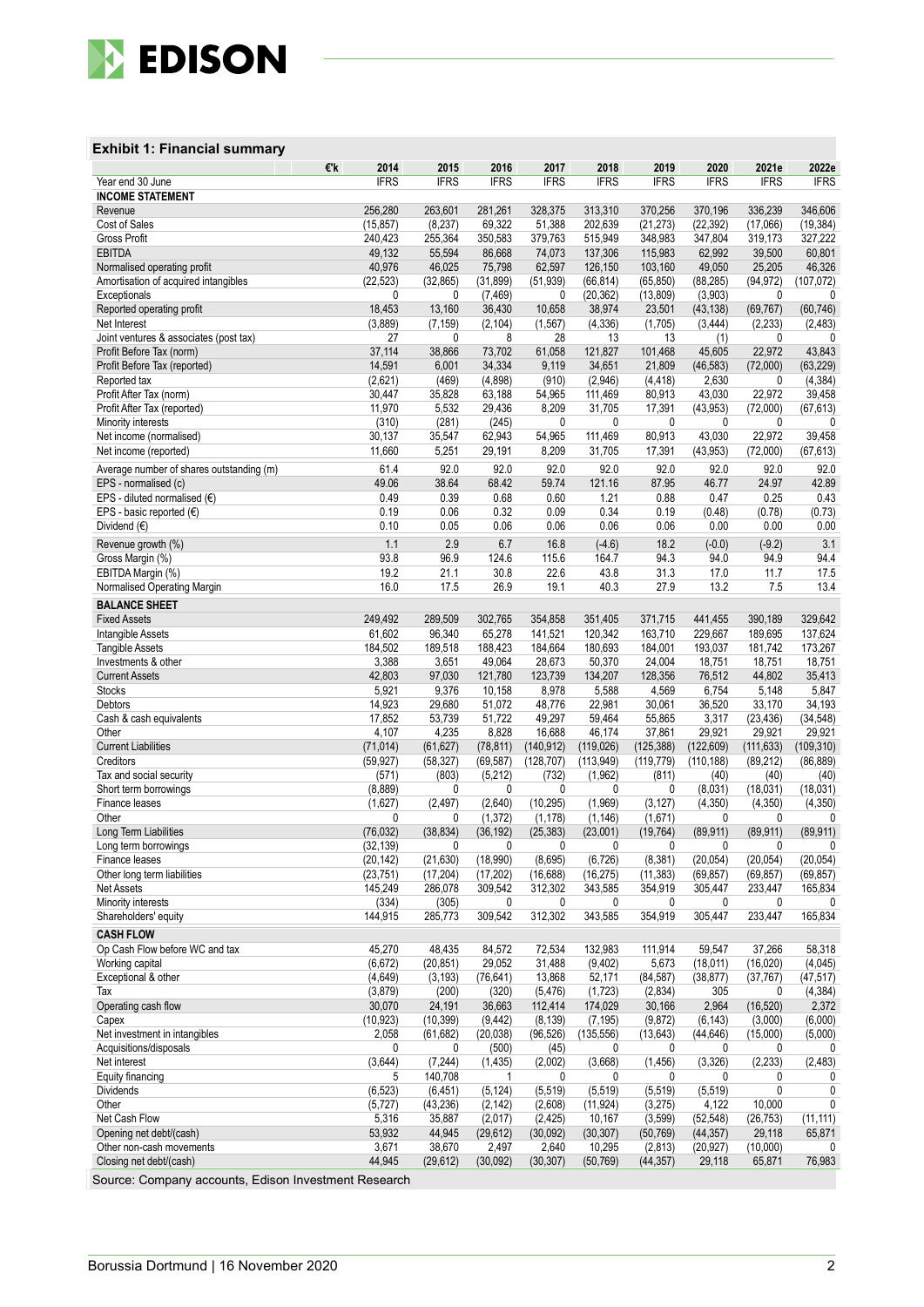### Exhibit 1: Financial summary

| €'k | 2014 | 2015 | 2016 | 2017 | 2018 | 2019 | 2020 | 2021e | 2022e |
|---|---|---|---|---|---|---|---|---|---|
| Year end 30 June | IFRS | IFRS | IFRS | IFRS | IFRS | IFRS | IFRS | IFRS | IFRS |
| **INCOME STATEMENT** | | | | | | | | | |
| Revenue | 256,280 | 263,601 | 281,261 | 328,375 | 313,310 | 370,256 | 370,196 | 336,239 | 346,606 |
| Cost of Sales | (15,857) | (8,237) | 69,322 | 51,388 | 202,639 | (21,273) | (22,392) | (17,066) | (19,384) |
| Gross Profit | 240,423 | 255,364 | 350,583 | 379,763 | 515,949 | 348,983 | 347,804 | 319,173 | 327,222 |
| EBITDA | 49,132 | 55,594 | 86,668 | 74,073 | 137,306 | 115,983 | 62,992 | 39,500 | 60,801 |
| Normalised operating profit | 40,976 | 46,025 | 75,798 | 62,597 | 126,150 | 103,160 | 49,050 | 25,205 | 46,326 |
| Amortisation of acquired intangibles | (22,523) | (32,865) | (31,899) | (51,939) | (66,814) | (65,850) | (88,285) | (94,972) | (107,072) |
| Exceptionals | 0 | 0 | (7,469) | 0 | (20,362) | (13,809) | (3,903) | 0 | 0 |
| Reported operating profit | 18,453 | 13,160 | 36,430 | 10,658 | 38,974 | 23,501 | (43,138) | (69,767) | (60,746) |
| Net Interest | (3,889) | (7,159) | (2,104) | (1,567) | (4,336) | (1,705) | (3,444) | (2,233) | (2,483) |
| Joint ventures & associates (post tax) | 27 | 0 | 8 | 28 | 13 | 13 | (1) | 0 | 0 |
| Profit Before Tax (norm) | 37,114 | 38,866 | 73,702 | 61,058 | 121,827 | 101,468 | 45,605 | 22,972 | 43,843 |
| Profit Before Tax (reported) | 14,591 | 6,001 | 34,334 | 9,119 | 34,651 | 21,809 | (46,583) | (72,000) | (63,229) |
| Reported tax | (2,621) | (469) | (4,898) | (910) | (2,946) | (4,418) | 2,630 | 0 | (4,384) |
| Profit After Tax (norm) | 30,447 | 35,828 | 63,188 | 54,965 | 111,469 | 80,913 | 43,030 | 22,972 | 39,458 |
| Profit After Tax (reported) | 11,970 | 5,532 | 29,436 | 8,209 | 31,705 | 17,391 | (43,953) | (72,000) | (67,613) |
| Minority interests | (310) | (281) | (245) | 0 | 0 | 0 | 0 | 0 | 0 |
| Net income (normalised) | 30,137 | 35,547 | 62,943 | 54,965 | 111,469 | 80,913 | 43,030 | 22,972 | 39,458 |
| Net income (reported) | 11,660 | 5,251 | 29,191 | 8,209 | 31,705 | 17,391 | (43,953) | (72,000) | (67,613) |
| Average number of shares outstanding (m) | 61.4 | 92.0 | 92.0 | 92.0 | 92.0 | 92.0 | 92.0 | 92.0 | 92.0 |
| EPS - normalised (c) | 49.06 | 38.64 | 68.42 | 59.74 | 121.16 | 87.95 | 46.77 | 24.97 | 42.89 |
| EPS - diluted normalised (€) | 0.49 | 0.39 | 0.68 | 0.60 | 1.21 | 0.88 | 0.47 | 0.25 | 0.43 |
| EPS - basic reported (€) | 0.19 | 0.06 | 0.32 | 0.09 | 0.34 | 0.19 | (0.48) | (0.78) | (0.73) |
| Dividend (€) | 0.10 | 0.05 | 0.06 | 0.06 | 0.06 | 0.06 | 0.00 | 0.00 | 0.00 |
| Revenue growth (%) | 1.1 | 2.9 | 6.7 | 16.8 | (-4.6) | 18.2 | (-0.0) | (-9.2) | 3.1 |
| Gross Margin (%) | 93.8 | 96.9 | 124.6 | 115.6 | 164.7 | 94.3 | 94.0 | 94.9 | 94.4 |
| EBITDA Margin (%) | 19.2 | 21.1 | 30.8 | 22.6 | 43.8 | 31.3 | 17.0 | 11.7 | 17.5 |
| Normalised Operating Margin | 16.0 | 17.5 | 26.9 | 19.1 | 40.3 | 27.9 | 13.2 | 7.5 | 13.4 |
| **BALANCE SHEET** | | | | | | | | | |
| Fixed Assets | 249,492 | 289,509 | 302,765 | 354,858 | 351,405 | 371,715 | 441,455 | 390,189 | 329,642 |
| Intangible Assets | 61,602 | 96,340 | 65,278 | 141,521 | 120,342 | 163,710 | 229,667 | 189,695 | 137,624 |
| Tangible Assets | 184,502 | 189,518 | 188,423 | 184,664 | 180,693 | 184,001 | 193,037 | 181,742 | 173,267 |
| Investments & other | 3,388 | 3,651 | 49,064 | 28,673 | 50,370 | 24,004 | 18,751 | 18,751 | 18,751 |
| Current Assets | 42,803 | 97,030 | 121,780 | 123,739 | 134,207 | 128,356 | 76,512 | 44,802 | 35,413 |
| Stocks | 5,921 | 9,376 | 10,158 | 8,978 | 5,588 | 4,569 | 6,754 | 5,148 | 5,847 |
| Debtors | 14,923 | 29,680 | 51,072 | 48,776 | 22,981 | 30,061 | 36,520 | 33,170 | 34,193 |
| Cash & cash equivalents | 17,852 | 53,739 | 51,722 | 49,297 | 59,464 | 55,865 | 3,317 | (23,436) | (34,548) |
| Other | 4,107 | 4,235 | 8,828 | 16,688 | 46,174 | 37,861 | 29,921 | 29,921 | 29,921 |
| Current Liabilities | (71,014) | (61,627) | (78,811) | (140,912) | (119,026) | (125,388) | (122,609) | (111,633) | (109,310) |
| Creditors | (59,927) | (58,327) | (69,587) | (128,707) | (113,949) | (119,779) | (110,188) | (89,212) | (86,889) |
| Tax and social security | (571) | (803) | (5,212) | (732) | (1,962) | (811) | (40) | (40) | (40) |
| Short term borrowings | (8,889) | 0 | 0 | 0 | 0 | 0 | (8,031) | (18,031) | (18,031) |
| Finance leases | (1,627) | (2,497) | (2,640) | (10,295) | (1,969) | (3,127) | (4,350) | (4,350) | (4,350) |
| Other | 0 | 0 | (1,372) | (1,178) | (1,146) | (1,671) | 0 | 0 | 0 |
| Long Term Liabilities | (76,032) | (38,834) | (36,192) | (25,383) | (23,001) | (19,764) | (89,911) | (89,911) | (89,911) |
| Long term borrowings | (32,139) | 0 | 0 | 0 | 0 | 0 | 0 | 0 | 0 |
| Finance leases | (20,142) | (21,630) | (18,990) | (8,695) | (6,726) | (8,381) | (20,054) | (20,054) | (20,054) |
| Other long term liabilities | (23,751) | (17,204) | (17,202) | (16,688) | (16,275) | (11,383) | (69,857) | (69,857) | (69,857) |
| Net Assets | 145,249 | 286,078 | 309,542 | 312,302 | 343,585 | 354,919 | 305,447 | 233,447 | 165,834 |
| Minority interests | (334) | (305) | 0 | 0 | 0 | 0 | 0 | 0 | 0 |
| Shareholders' equity | 144,915 | 285,773 | 309,542 | 312,302 | 343,585 | 354,919 | 305,447 | 233,447 | 165,834 |
| **CASH FLOW** | | | | | | | | | |
| Op Cash Flow before WC and tax | 45,270 | 48,435 | 84,572 | 72,534 | 132,983 | 111,914 | 59,547 | 37,266 | 58,318 |
| Working capital | (6,672) | (20,851) | 29,052 | 31,488 | (9,402) | 5,673 | (18,011) | (16,020) | (4,045) |
| Exceptional & other | (4,649) | (3,193) | (76,641) | 13,868 | 52,171 | (84,587) | (38,877) | (37,767) | (47,517) |
| Tax | (3,879) | (200) | (320) | (5,476) | (1,723) | (2,834) | 305 | 0 | (4,384) |
| Operating cash flow | 30,070 | 24,191 | 36,663 | 112,414 | 174,029 | 30,166 | 2,964 | (16,520) | 2,372 |
| Capex | (10,923) | (10,399) | (9,442) | (8,139) | (7,195) | (9,872) | (6,143) | (3,000) | (6,000) |
| Net investment in intangibles | 2,058 | (61,682) | (20,038) | (96,526) | (135,556) | (13,643) | (44,646) | (15,000) | (5,000) |
| Acquisitions/disposals | 0 | 0 | (500) | (45) | 0 | 0 | 0 | 0 | 0 |
| Net interest | (3,644) | (7,244) | (1,435) | (2,002) | (3,668) | (1,456) | (3,326) | (2,233) | (2,483) |
| Equity financing | 5 | 140,708 | 1 | 0 | 0 | 0 | 0 | 0 | 0 |
| Dividends | (6,523) | (6,451) | (5,124) | (5,519) | (5,519) | (5,519) | (5,519) | 0 | 0 |
| Other | (5,727) | (43,236) | (2,142) | (2,608) | (11,924) | (3,275) | 4,122 | 10,000 | 0 |
| Net Cash Flow | 5,316 | 35,887 | (2,017) | (2,425) | 10,167 | (3,599) | (52,548) | (26,753) | (11,111) |
| Opening net debt/(cash) | 53,932 | 44,945 | (29,612) | (30,092) | (30,307) | (50,769) | (44,357) | 29,118 | 65,871 |
| Other non-cash movements | 3,671 | 38,670 | 2,497 | 2,640 | 10,295 | (2,813) | (20,927) | (10,000) | 0 |
| Closing net debt/(cash) | 44,945 | (29,612) | (30,092) | (30,307) | (50,769) | (44,357) | 29,118 | 65,871 | 76,983 |

Source: Company accounts, Edison Investment Research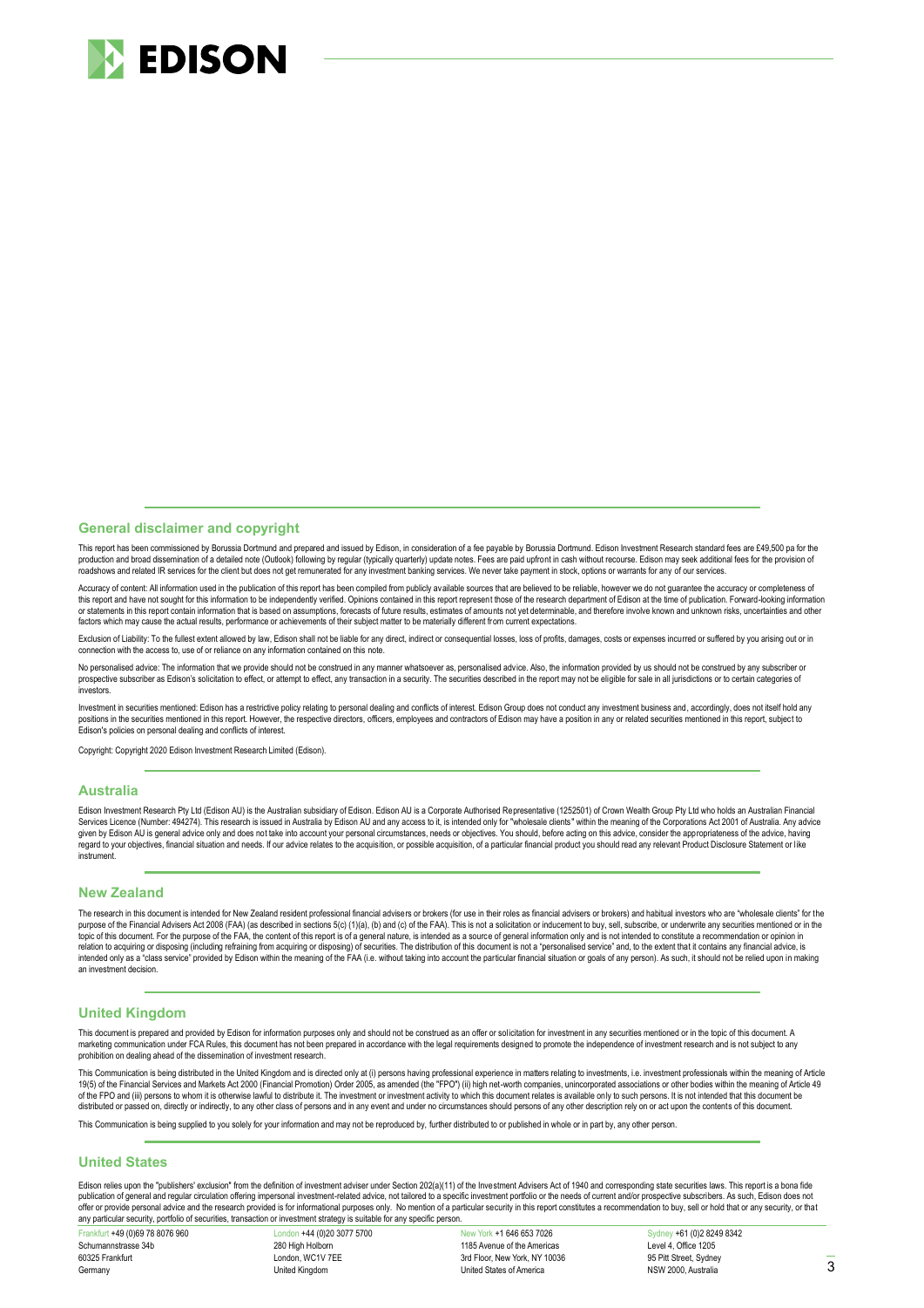## General disclaimer and copyright

This report has been commissioned by Borussia Dortmund and prepared and issued by Edison, in consideration of a fee payable by Borussia Dortmund. Edison Investment Research standard fees are £49,500 pa for the production and broad dissemination of a detailed note (Outlook) following by regular (typically quarterly) update notes. Fees are paid upfront in cash without recourse. Edison may seek additional fees for the provision of roadshows and related IR services for the client but does not get remunerated for any investment banking services. We never take payment in stock, options or warrants for any of our services.

Accuracy of content: All information used in the publication of this report has been compiled from publicly available sources that are believed to be reliable, however we do not guarantee the accuracy or completeness of this report and have not sought for this information to be independently verified. Opinions contained in this report represent those of the research department of Edison at the time of publication. Forward-looking information or statements in this report contain information that is based on assumptions, forecasts of future results, estimates of amounts not yet determinable, and therefore involve known and unknown risks, uncertainties and other factors which may cause the actual results, performance or achievements of their subject matter to be materially different from current expectations.

Exclusion of Liability: To the fullest extent allowed by law, Edison shall not be liable for any direct, indirect or consequential losses, loss of profits, damages, costs or expenses incurred or suffered by you arising out or in connection with the access to, use of or reliance on any information contained on this note.

No personalised advice: The information that we provide should not be construed in any manner whatsoever as, personalised advice. Also, the information provided by us should not be construed by any subscriber or prospective subscriber as Edison's solicitation to effect, or attempt to effect, any transaction in a security. The securities described in the report may not be eligible for sale in all jurisdictions or to certain categories of investors.

Investment in securities mentioned: Edison has a restrictive policy relating to personal dealing and conflicts of interest. Edison Group does not conduct any investment business and, accordingly, does not itself hold any positions in the securities mentioned in this report. However, the respective directors, officers, employees and contractors of Edison may have a position in any or related securities mentioned in this report, subject to Edison's policies on personal dealing and conflicts of interest.

Copyright: Copyright 2020 Edison Investment Research Limited (Edison).

## Australia

Edison Investment Research Pty Ltd (Edison AU) is the Australian subsidiary of Edison. Edison AU is a Corporate Authorised Representative (1252501) of Crown Wealth Group Pty Ltd who holds an Australian Financial Services Licence (Number: 494274). This research is issued in Australia by Edison AU and any access to it, is intended only for "wholesale clients" within the meaning of the Corporations Act 2001 of Australia. Any advice given by Edison AU is general advice only and does not take into account your personal circumstances, needs or objectives. You should, before acting on this advice, consider the appropriateness of the advice, having regard to your objectives, financial situation and needs. If our advice relates to the acquisition, or possible acquisition, of a particular financial product you should read any relevant Product Disclosure Statement or like instrument.

## New Zealand

The research in this document is intended for New Zealand resident professional financial advisers or brokers (for use in their roles as financial advisers or brokers) and habitual investors who are "wholesale clients" for the purpose of the Financial Advisers Act 2008 (FAA) (as described in sections 5(c) (1)(a), (b) and (c) of the FAA). This is not a solicitation or inducement to buy, sell, subscribe, or underwrite any securities mentioned or in the topic of this document. For the purpose of the FAA, the content of this report is of a general nature, is intended as a source of general information only and is not intended to constitute a recommendation or opinion in relation to acquiring or disposing (including refraining from acquiring or disposing) of securities. The distribution of this document is not a "personalised service" and, to the extent that it contains any financial advice, is intended only as a "class service" provided by Edison within the meaning of the FAA (i.e. without taking into account the particular financial situation or goals of any person). As such, it should not be relied upon in making an investment decision.

## United Kingdom

This document is prepared and provided by Edison for information purposes only and should not be construed as an offer or solicitation for investment in any securities mentioned or in the topic of this document. A marketing communication under FCA Rules, this document has not been prepared in accordance with the legal requirements designed to promote the independence of investment research and is not subject to any prohibition on dealing ahead of the dissemination of investment research.

This Communication is being distributed in the United Kingdom and is directed only at (i) persons having professional experience in matters relating to investments, i.e. investment professionals within the meaning of Article 19(5) of the Financial Services and Markets Act 2000 (Financial Promotion) Order 2005, as amended (the "FPO") (ii) high net-worth companies, unincorporated associations or other bodies within the meaning of Article 49 of the FPO and (iii) persons to whom it is otherwise lawful to distribute it. The investment or investment activity to which this document relates is available only to such persons. It is not intended that this document be distributed or passed on, directly or indirectly, to any other class of persons and in any event and under no circumstances should persons of any other description rely on or act upon the contents of this document.

This Communication is being supplied to you solely for your information and may not be reproduced by, further distributed to or published in whole or in part by, any other person.

## United States

Edison relies upon the "publishers' exclusion" from the definition of investment adviser under Section 202(a)(11) of the Investment Advisers Act of 1940 and corresponding state securities laws. This report is a bona fide publication of general and regular circulation offering impersonal investment-related advice, not tailored to a specific investment portfolio or the needs of current and/or prospective subscribers. As such, Edison does not offer or provide personal advice and the research provided is for informational purposes only. No mention of a particular security in this report constitutes a recommendation to buy, sell or hold that or any security, or that any particular security, portfolio of securities, transaction or investment strategy is suitable for any specific person.

Frankfurt +49 (0)69 78 8076 960
Schumannstrasse 34b
60325 Frankfurt
Germany

London +44 (0)20 3077 5700
280 High Holborn
London, WC1V 7EE
United Kingdom

New York +1 646 653 7026
1185 Avenue of the Americas
3rd Floor, New York, NY 10036
United States of America

Sydney +61 (0)2 8249 8342
Level 4, Office 1205
95 Pitt Street, Sydney
NSW 2000, Australia